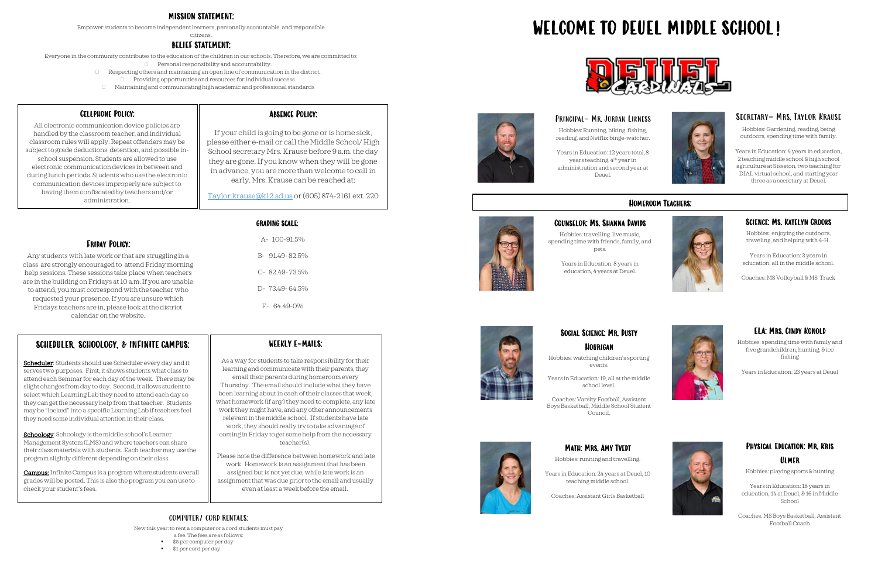## Mission Statement:

Empower students to become independent learners, personally accountable, and responsible citizens.

## Belief Statement:

Everyone in the community contributes to the education of the children in our schools. Therefore, we are committed to:

- Personal responsibility and accountability.
- Respecting others and maintaining an open line of communication in the district.
- Providing opportunities and resources for individual success.
- Maintaining and communicating high academic and professional standards

### Cellphone Policy:

All electronic communication device policies are handled by the classroom teacher, and individual classroom rules will apply. Repeat offenders may be subject to grade deductions, detention, and possible in-school suspension. Students are allowed to use electronic communication devices in between and during lunch periods. Students who use the electronic communication devices improperly are subject to having them confiscated by teachers and/or administration.

### Absence Policy:

If your child is going to be gone or is home sick, please either e-mail or call the Middle School/ High School secretary Mrs. Krause before 9 a.m. the day they are gone. If you know when they will be gone in advance, you are more than welcome to call in early. Mrs. Krause can be reached at:

Taylor.krause@k12.sd.us or (605) 874-2161 ext. 220

### Friday Policy:

Any students with late work or that are struggling in a class are strongly encouraged to attend Friday morning help sessions. These sessions take place when teachers are in the building on Fridays at 10 a.m. If you are unable to attend, you must correspond with the teacher who requested your presence. If you are unsure which Fridays teachers are in, please look at the district calendar on the website.

### Grading Scale:

A- 100-91.5%

B- 91.49- 82.5%

C- 82.49- 73.5%

D- 73.49- 64.5%

F- 64.49-0%

### Scheduler, Schoology, & Infinite Campus:

**Scheduler**: Students should use Scheduler every day and it serves two purposes. First, it shows students what class to attend each Seminar for each day of the week. There may be slight changes from day to day. Second, it allows student to select which Learning Lab they need to attend each day so they can get the necessary help from that teacher. Students may be "locked" into a specific Learning Lab if teachers feel they need some individual attention in their class.

**Schoology**: Schoology is the middle school's Learner Management System (LMS) and where teachers can share their class materials with students. Each teacher may use the program slightly different depending on their class.

**Campus:** Infinite Campus is a program where students overall grades will be posted. This is also the program you can use to check your student's fees.

### Weekly E-mails:

As a way for students to take responsibility for their learning and communicate with their parents, they email their parents during homeroom every Thursday. The email should include what they have been learning about in each of their classes that week, what homework (if any) they need to complete, any late work they might have, and any other announcements relevant in the middle school. If students have late work, they should really try to take advantage of coming in Friday to get some help from the necessary teacher(s).

Please note the difference between homework and late work. Homework is an assignment that has been assigned but is not yet due; while late work is an assignment that was due prior to the email and usually even at least a week before the email.

### Computer/ Cord Rentals:

New this year: to rent a computer or a cord students must pay a fee. The fees are as follows:

- $5 per computer per day
- $1 per cord per day.

# Welcome to Deuel Middle School!

### Principal– Mr. Jordan Likness

Hobbies: Running, hiking, fishing, reading, and Netflix binge-watcher.

Years in Education: 12 years total, 8 years teaching, 4th year in administration and second year at Deuel.

### Secretary– Mrs. Taylor Krause

Hobbies: Gardening, reading, being outdoors, spending time with family.

Years in Education: 4 years in education, 2 teaching middle school & high school agriculture at Sisseton, two teaching for DIAL virtual school, and starting year three as a secretary at Deuel.

## Homeroom Teachers:

### Counselor: Ms. Shanna Davids

Hobbies: travelling, live music, spending time with friends, family, and pets.

Years in Education: 8 years in education, 4 years at Deuel.

### Science: Ms. Katelyn Crooks

Hobbies: enjoying the outdoors, traveling, and helping with 4-H.

Years in Education: 3 years in education, all in the middle school.

Coaches: MS Volleyball & MS Track

### Social Science: Mr. Dusty Hourigan

Hobbies: watching children's sporting events.

Years in Education: 19, all at the middle school level.

Coaches: Varsity Football, Assistant Boys Basketball, Middle School Student Council.

### ELA: Mrs. Cindy Konold

Hobbies: spending time with family and five grandchildren, hunting, & ice fishing

Years in Education: 23 years at Deuel

### Math: Mrs. Amy Tvedt

Hobbies: running and travelling.

Years in Education: 24 years at Deuel, 10 teaching middle school.

Coaches: Assistant Girls Basketball

### Physical Education: Mr. Kris Ulmer

Hobbies: playing sports & hunting

Years in Education: 18 years in education, 14 at Deuel, & 16 in Middle School

Coaches: MS Boys Basketball, Assistant Football Coach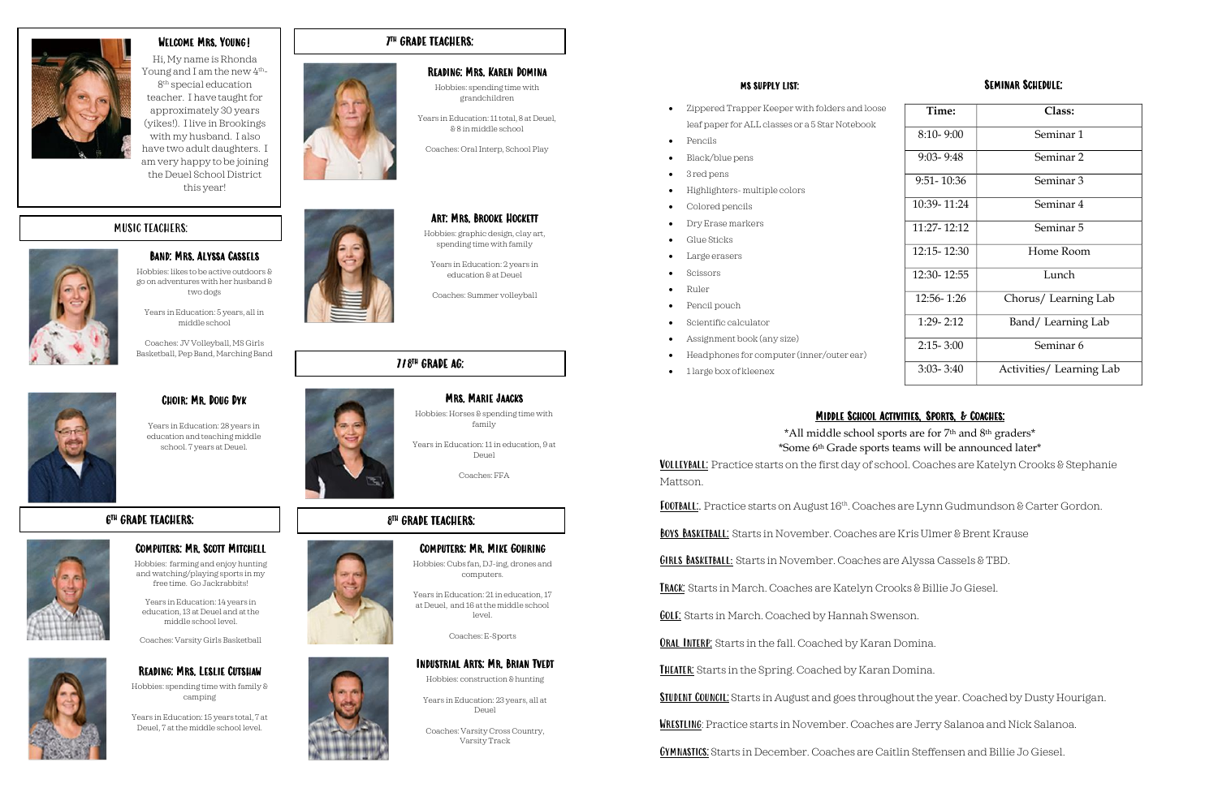## Welcome Mrs. Young!

Hi, My name is Rhonda Young and I am the new 4th-8th special education teacher. I have taught for approximately 30 years (yikes!). I live in Brookings with my husband. I also have two adult daughters. I am very happy to be joining the Deuel School District this year!

## Music Teachers:

### Band: Mrs. Alyssa Cassels

Hobbies: likes to be active outdoors & go on adventures with her husband & two dogs

Years in Education: 5 years, all in middle school

Coaches: JV Volleyball, MS Girls Basketball, Pep Band, Marching Band

### Choir: Mr. Doug Dyk

Years in Education: 28 years in education and teaching middle school. 7 years at Deuel.

## 6th Grade Teachers:

### Computers: Mr. Scott Mitchell

Hobbies: farming and enjoy hunting and watching/playing sports in my free time. Go Jackrabbits!

Years in Education: 14 years in education, 13 at Deuel and at the middle school level.

Coaches: Varsity Girls Basketball

### Reading: Mrs. Leslie Cutshaw

Hobbies: spending time with family & camping

Years in Education: 15 years total, 7 at Deuel, 7 at the middle school level.

## 7th Grade Teachers:

### Reading: Mrs. Karen Domina

Hobbies: spending time with grandchildren

Years in Education: 11 total, 8 at Deuel, & 8 in middle school

Coaches: Oral Interp, School Play

### Art: Mrs. Brooke Hockett

Hobbies: graphic design, clay art, spending time with family

Years in Education: 2 years in education & at Deuel

Coaches: Summer volleyball

## 7/8th Grade Ag:

### Mrs. Marie Jaacks

Hobbies: Horses & spending time with family

Years in Education: 11 in education, 9 at Deuel

Coaches: FFA

## 8th Grade Teachers:

### Computers: Mr. Mike Gohring

Hobbies: Cubs fan, DJ-ing, drones and computers.

Years in Education: 21 in education, 17 at Deuel, and 16 at the middle school level.

Coaches: E-Sports

### Industrial Arts: Mr. Brian Tvedt

Hobbies: construction & hunting

Years in Education: 23 years, all at Deuel

Coaches: Varsity Cross Country, Varsity Track

## MS Supply List:

- Zippered Trapper Keeper with folders and loose leaf paper for ALL classes or a 5 Star Notebook
- Pencils
- Black/blue pens
- 3 red pens
- Highlighters- multiple colors
- Colored pencils
- Dry Erase markers
- Glue Sticks
- Large erasers
- Scissors
- Ruler
- Pencil pouch
- Scientific calculator
- Assignment book (any size)
- Headphones for computer (inner/outer ear)
- 1 large box of kleenex

## Seminar Schedule:

| Time: | Class: |
|---|---|
| 8:10- 9:00 | Seminar 1 |
| 9:03- 9:48 | Seminar 2 |
| 9:51- 10:36 | Seminar 3 |
| 10:39- 11:24 | Seminar 4 |
| 11:27- 12:12 | Seminar 5 |
| 12:15- 12:30 | Home Room |
| 12:30- 12:55 | Lunch |
| 12:56- 1:26 | Chorus/ Learning Lab |
| 1:29- 2:12 | Band/ Learning Lab |
| 2:15- 3:00 | Seminar 6 |
| 3:03- 3:40 | Activities/ Learning Lab |

## Middle School Activities, Sports, & Coaches:

*All middle school sports are for 7th and 8th graders*
*Some 6th Grade sports teams will be announced later*

**Volleyball:** Practice starts on the first day of school. Coaches are Katelyn Crooks & Stephanie Mattson.

**Football:**. Practice starts on August 16th. Coaches are Lynn Gudmundson & Carter Gordon.

**Boys Basketball:** Starts in November. Coaches are Kris Ulmer & Brent Krause

**Girls Basketball:** Starts in November. Coaches are Alyssa Cassels & TBD.

**Track:** Starts in March. Coaches are Katelyn Crooks & Billie Jo Giesel.

**Golf:** Starts in March. Coached by Hannah Swenson.

**Oral Interp:** Starts in the fall. Coached by Karan Domina.

**Theater:** Starts in the Spring. Coached by Karan Domina.

**Student Council:** Starts in August and goes throughout the year. Coached by Dusty Hourigan.

**Wrestling:** Practice starts in November. Coaches are Jerry Salanoa and Nick Salanoa.

**Gymnastics:** Starts in December. Coaches are Caitlin Steffensen and Billie Jo Giesel.